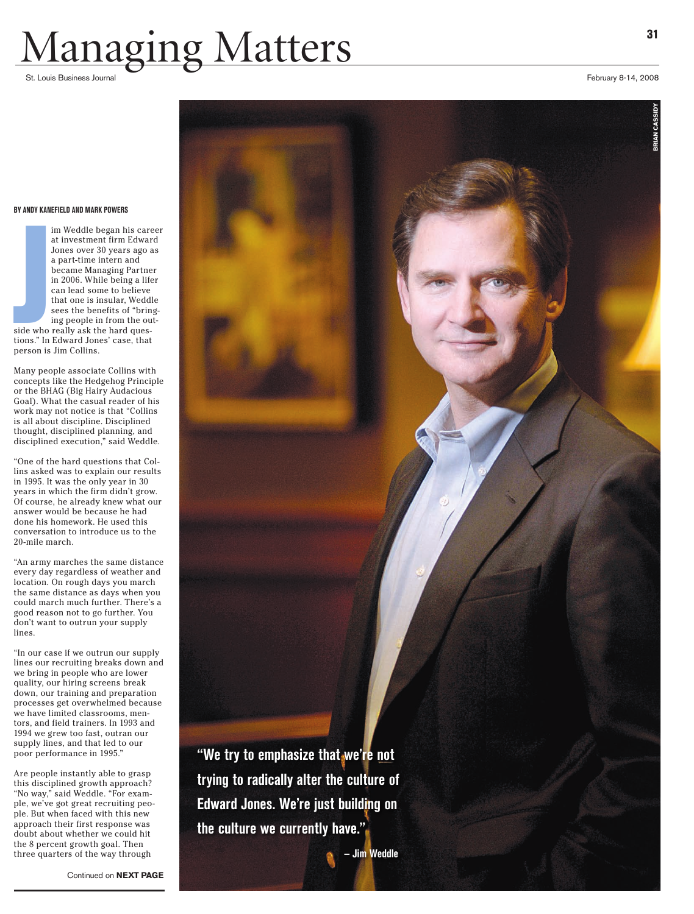# Managing Matters

St. Louis Business Journal

February 8-14, 2008

BY ANDY KANEFIELD AND MARK POWERS

Jim Weddle began his career at investment firm Edward Jones over 30 years ago as a part-time intern and became Managing Partner in 2006. While being a lifer can lead some to believe that one is insular, Weddle sees the benefits of "bringing people in from the outside who really ask the hard questions." In Edward Jones' case, that person is Jim Collins.

Many people associate Collins with concepts like the Hedgehog Principle or the BHAG (Big Hairy Audacious Goal). What the casual reader of his work may not notice is that "Collins is all about discipline. Disciplined thought, disciplined planning, and disciplined execution," said Weddle.

"One of the hard questions that Collins asked was to explain our results in 1995. It was the only year in 30 years in which the firm didn't grow. Of course, he already knew what our answer would be because he had done his homework. He used this conversation to introduce us to the 20-mile march.

"An army marches the same distance every day regardless of weather and location. On rough days you march the same distance as days when you could march much further. There's a good reason not to go further. You don't want to outrun your supply lines.

"In our case if we outrun our supply lines our recruiting breaks down and we bring in people who are lower quality, our hiring screens break down, our training and preparation processes get overwhelmed because we have limited classrooms, mentors, and field trainers. In 1993 and 1994 we grew too fast, outran our supply lines, and that led to our poor performance in 1995."

Are people instantly able to grasp this disciplined growth approach? "No way," said Weddle. "For example, we've got great recruiting people. But when faced with this new approach their first response was doubt about whether we could hit the 8 percent growth goal. Then three quarters of the way through

Continued on **NEXT PAGE**

"We try to emphasize that we're not trying to radically alter the culture of Edward Jones. We're just building on the culture we currently have."

– Jim Weddle

BRIAN CASSIDY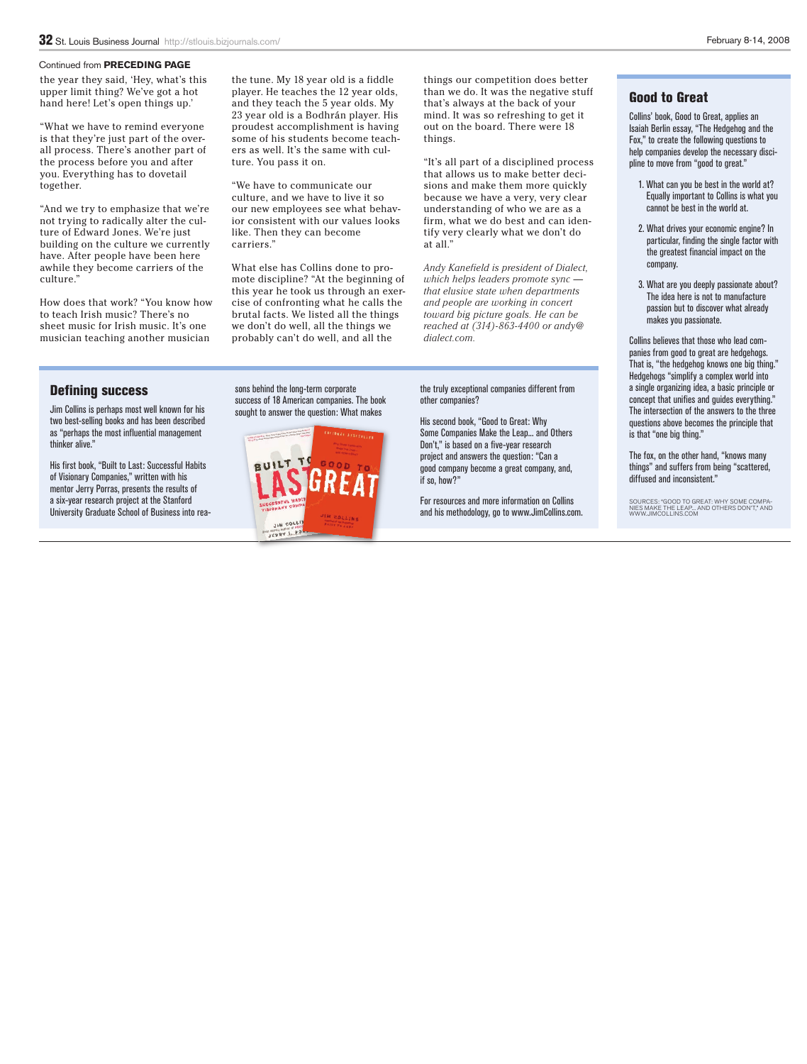Continued from **PRECEDING PAGE**

the year they said, 'Hey, what's this upper limit thing? We've got a hot hand here! Let's open things up.'

"What we have to remind everyone is that they're just part of the overall process. There's another part of the process before you and after you. Everything has to dovetail together.

"And we try to emphasize that we're not trying to radically alter the culture of Edward Jones. We're just building on the culture we currently have. After people have been here awhile they become carriers of the culture."

How does that work? "You know how to teach Irish music? There's no sheet music for Irish music. It's one musician teaching another musician the tune. My 18 year old is a fiddle player. He teaches the 12 year olds, and they teach the 5 year olds. My 23 year old is a Bodhrán player. His proudest accomplishment is having some of his students become teachers as well. It's the same with culture. You pass it on.

"We have to communicate our culture, and we have to live it so our new employees see what behavior consistent with our values looks like. Then they can become carriers."

What else has Collins done to promote discipline? "At the beginning of this year he took us through an exercise of confronting what he calls the brutal facts. We listed all the things we don't do well, all the things we probably can't do well, and all the things our competition does better than we do. It was the negative stuff that's always at the back of your mind. It was so refreshing to get it out on the board. There were 18 things.

"It's all part of a disciplined process that allows us to make better decisions and make them more quickly because we have a very, very clear understanding of who we are as a firm, what we do best and can identify very clearly what we don't do at all."

*Andy Kanefield is president of Dialect, which helps leaders promote sync — that elusive state when departments and people are working in concert toward big picture goals. He can be reached at (314)-863-4400 or andy@dialect.com.*

## Defining success

Jim Collins is perhaps most well known for his two best-selling books and has been described as "perhaps the most influential management thinker alive."

His first book, "Built to Last: Successful Habits of Visionary Companies," written with his mentor Jerry Porras, presents the results of a six-year research project at the Stanford University Graduate School of Business into reasons behind the long-term corporate success of 18 American companies. The book sought to answer the question: What makes the truly exceptional companies different from other companies?

His second book, "Good to Great: Why Some Companies Make the Leap... and Others Don't," is based on a five-year research project and answers the question: "Can a good company become a great company, and, if so, how?"

For resources and more information on Collins and his methodology, go to www.JimCollins.com.

## Good to Great

Collins' book, Good to Great, applies an Isaiah Berlin essay, "The Hedgehog and the Fox," to create the following questions to help companies develop the necessary discipline to move from "good to great."

1. What can you be best in the world at? Equally important to Collins is what you cannot be best in the world at.
2. What drives your economic engine? In particular, finding the single factor with the greatest financial impact on the company.
3. What are you deeply passionate about? The idea here is not to manufacture passion but to discover what already makes you passionate.

Collins believes that those who lead companies from good to great are hedgehogs. That is, "the hedgehog knows one big thing." Hedgehogs "simplify a complex world into a single organizing idea, a basic principle or concept that unifies and guides everything." The intersection of the answers to the three questions above becomes the principle that is that "one big thing."

The fox, on the other hand, "knows many things" and suffers from being "scattered, diffused and inconsistent."

SOURCES: "GOOD TO GREAT: WHY SOME COMPANIES MAKE THE LEAP... AND OTHERS DON'T," AND WWW.JIMCOLLINS.COM